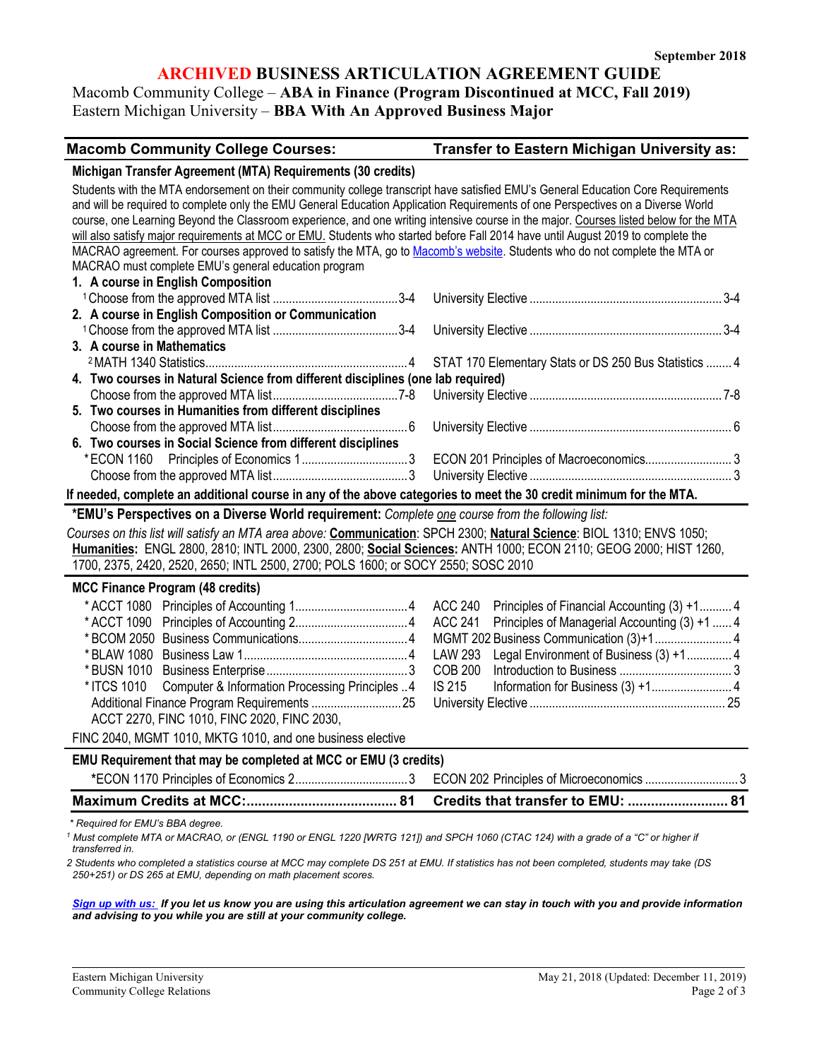September 2018

# ARCHIVED BUSINESS ARTICULATION AGREEMENT GUIDE

Macomb Community College – **ABA in Finance (Program Discontinued at MCC, Fall 2019)**
Eastern Michigan University – **BBA With An Approved Business Major**

| Macomb Community College Courses: | | Transfer to Eastern Michigan University as: | |
|---|---|---|---|
| **Michigan Transfer Agreement (MTA) Requirements (30 credits)** | | | |

Students with the MTA endorsement on their community college transcript have satisfied EMU's General Education Core Requirements and will be required to complete only the EMU General Education Application Requirements of one Perspectives on a Diverse World course, one Learning Beyond the Classroom experience, and one writing intensive course in the major. Courses listed below for the MTA will also satisfy major requirements at MCC or EMU. Students who started before Fall 2014 have until August 2019 to complete the MACRAO agreement. For courses approved to satisfy the MTA, go to Macomb's website. Students who do not complete the MTA or MACRAO must complete EMU's general education program

| Macomb Community College Courses | Credits | Transfer to EMU as | Credits |
|---|---|---|---|
| **1. A course in English Composition** | | | |
| [1] Choose from the approved MTA list | 3-4 | University Elective | 3-4 |
| **2. A course in English Composition or Communication** | | | |
| [1] Choose from the approved MTA list | 3-4 | University Elective | 3-4 |
| **3. A course in Mathematics** | | | |
| [2] MATH 1340 Statistics | 4 | STAT 170 Elementary Stats or DS 250 Bus Statistics | 4 |
| **4. Two courses in Natural Science from different disciplines (one lab required)** | | | |
| Choose from the approved MTA list | 7-8 | University Elective | 7-8 |
| **5. Two courses in Humanities from different disciplines** | | | |
| Choose from the approved MTA list | 6 | University Elective | 6 |
| **6. Two courses in Social Science from different disciplines** | | | |
| *ECON 1160 Principles of Economics 1 | 3 | ECON 201 Principles of Macroeconomics | 3 |
| Choose from the approved MTA list | 3 | University Elective | 3 |

**If needed, complete an additional course in any of the above categories to meet the 30 credit minimum for the MTA.**

**\*EMU's Perspectives on a Diverse World requirement:** *Complete one course from the following list:*

*Courses on this list will satisfy an MTA area above:* **Communication**: SPCH 2300; **Natural Science**: BIOL 1310; ENVS 1050; **Humanities:** ENGL 2800, 2810; INTL 2000, 2300, 2800; **Social Sciences:** ANTH 1000; ECON 2110; GEOG 2000; HIST 1260, 1700, 2375, 2420, 2520, 2650; INTL 2500, 2700; POLS 1600; or SOCY 2550; SOSC 2010

**MCC Finance Program (48 credits)**

| Macomb Community College Courses | Credits | Transfer to EMU as | Credits |
|---|---|---|---|
| *ACCT 1080 Principles of Accounting 1 | 4 | ACC 240 Principles of Financial Accounting (3) +1 | 4 |
| *ACCT 1090 Principles of Accounting 2 | 4 | ACC 241 Principles of Managerial Accounting (3) +1 | 4 |
| *BCOM 2050 Business Communications | 4 | MGMT 202 Business Communication (3)+1 | 4 |
| *BLAW 1080 Business Law 1 | 4 | LAW 293 Legal Environment of Business (3) +1 | 4 |
| *BUSN 1010 Business Enterprise | 3 | COB 200 Introduction to Business | 3 |
| *ITCS 1010 Computer & Information Processing Principles | 4 | IS 215 Information for Business (3) +1 | 4 |
| Additional Finance Program Requirements: ACCT 2270, FINC 1010, FINC 2020, FINC 2030, FINC 2040, MGMT 1010, MKTG 1010, and one business elective | 25 | University Elective | 25 |

**EMU Requirement that may be completed at MCC or EMU (3 credits)**

| Macomb Community College Courses | Credits | Transfer to EMU as | Credits |
|---|---|---|---|
| *ECON 1170 Principles of Economics 2 | 3 | ECON 202 Principles of Microeconomics | 3 |
| **Maximum Credits at MCC:** | **81** | **Credits that transfer to EMU:** | **81** |

*\* Required for EMU's BBA degree.*

*[1] Must complete MTA or MACRAO, or (ENGL 1190 or ENGL 1220 [WRTG 121]) and SPCH 1060 (CTAC 124) with a grade of a "C" or higher if transferred in.*

*2 Students who completed a statistics course at MCC may complete DS 251 at EMU. If statistics has not been completed, students may take (DS 250+251) or DS 265 at EMU, depending on math placement scores.*

***Sign up with us:** If you let us know you are using this articulation agreement we can stay in touch with you and provide information and advising to you while you are still at your community college.*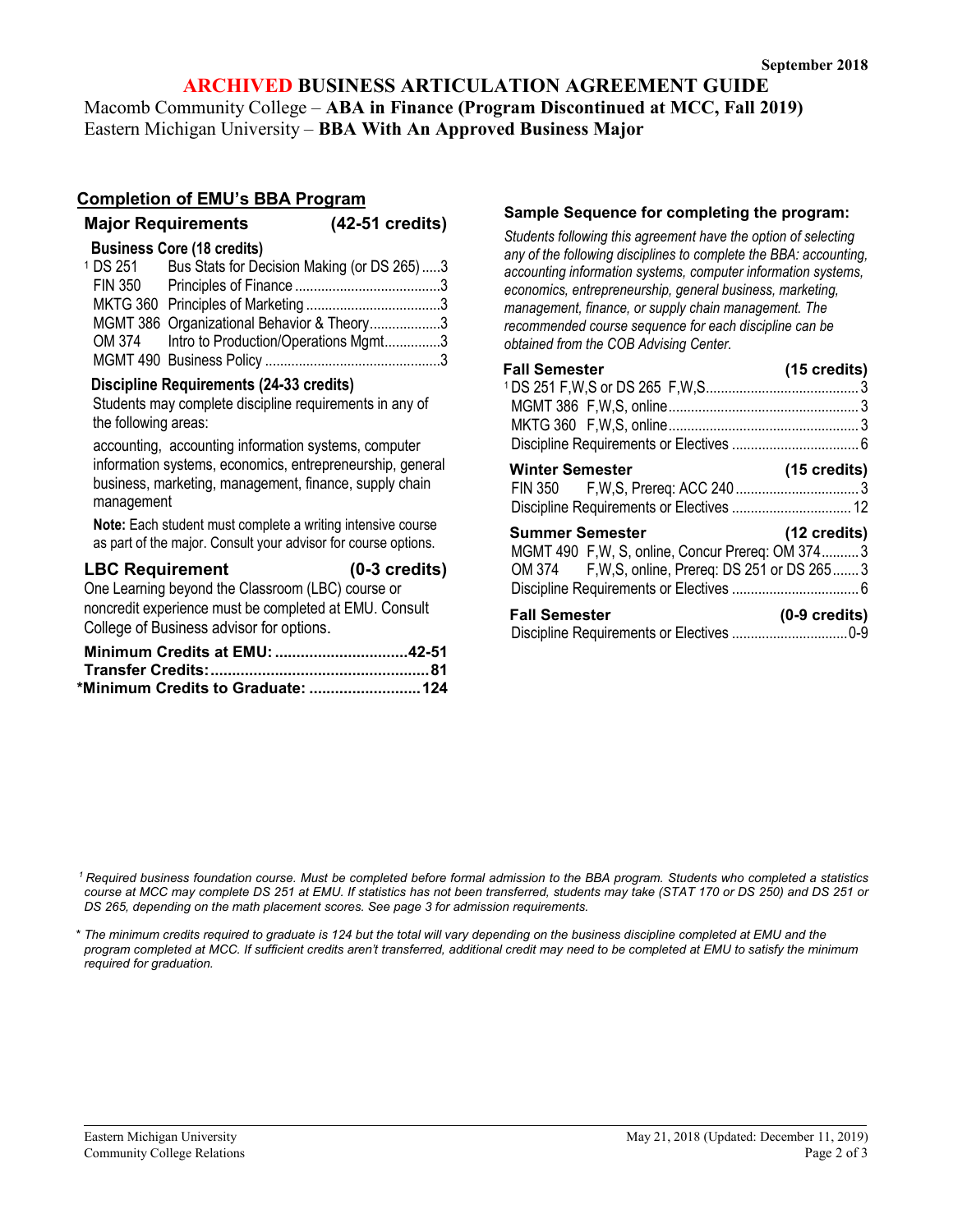September 2018

# ARCHIVED BUSINESS ARTICULATION AGREEMENT GUIDE

Macomb Community College – **ABA in Finance (Program Discontinued at MCC, Fall 2019)**
Eastern Michigan University – **BBA With An Approved Business Major**

## Completion of EMU's BBA Program

### Major Requirements (42-51 credits)

**Business Core (18 credits)**

| Course | Title | Credits |
|---|---|---|
| [1] DS 251 | Bus Stats for Decision Making (or DS 265) | 3 |
| FIN 350 | Principles of Finance | 3 |
| MKTG 360 | Principles of Marketing | 3 |
| MGMT 386 | Organizational Behavior & Theory | 3 |
| OM 374 | Intro to Production/Operations Mgmt | 3 |
| MGMT 490 | Business Policy | 3 |

**Discipline Requirements (24-33 credits)**

Students may complete discipline requirements in any of the following areas:

accounting, accounting information systems, computer information systems, economics, entrepreneurship, general business, marketing, management, finance, supply chain management

**Note:** Each student must complete a writing intensive course as part of the major. Consult your advisor for course options.

### LBC Requirement (0-3 credits)

One Learning beyond the Classroom (LBC) course or noncredit experience must be completed at EMU. Consult College of Business advisor for options.

**Minimum Credits at EMU:** 42-51
**Transfer Credits:** 81
**\*Minimum Credits to Graduate:** 124

### Sample Sequence for completing the program:

*Students following this agreement have the option of selecting any of the following disciplines to complete the BBA: accounting, accounting information systems, computer information systems, economics, entrepreneurship, general business, marketing, management, finance, or supply chain management. The recommended course sequence for each discipline can be obtained from the COB Advising Center.*

**Fall Semester (15 credits)**
- [1] DS 251 F,W,S or DS 265 F,W,S ... 3
- MGMT 386 F,W,S, online ... 3
- MKTG 360 F,W,S, online ... 3
- Discipline Requirements or Electives ... 6

**Winter Semester (15 credits)**
- FIN 350 F,W,S, Prereq: ACC 240 ... 3
- Discipline Requirements or Electives ... 12

**Summer Semester (12 credits)**
- MGMT 490 F,W, S, online, Concur Prereq: OM 374 ... 3
- OM 374 F,W,S, online, Prereq: DS 251 or DS 265 ... 3
- Discipline Requirements or Electives ... 6

**Fall Semester (0-9 credits)**
- Discipline Requirements or Electives ... 0-9

*[1] Required business foundation course. Must be completed before formal admission to the BBA program. Students who completed a statistics course at MCC may complete DS 251 at EMU. If statistics has not been transferred, students may take (STAT 170 or DS 250) and DS 251 or DS 265, depending on the math placement scores. See page 3 for admission requirements.*

*\* The minimum credits required to graduate is 124 but the total will vary depending on the business discipline completed at EMU and the program completed at MCC. If sufficient credits aren't transferred, additional credit may need to be completed at EMU to satisfy the minimum required for graduation.*

Eastern Michigan University
Community College Relations

May 21, 2018 (Updated: December 11, 2019)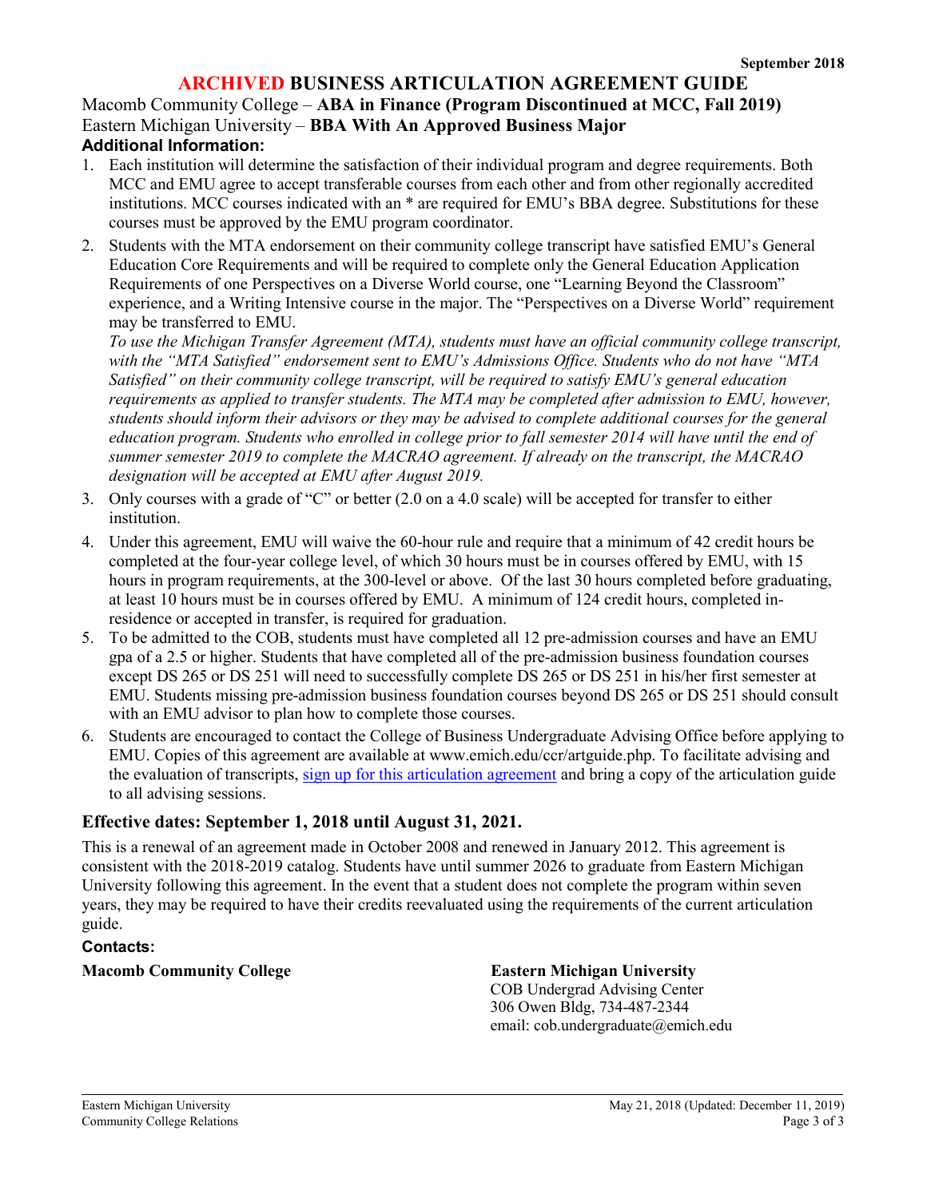September 2018

# ARCHIVED BUSINESS ARTICULATION AGREEMENT GUIDE

Macomb Community College – **ABA in Finance (Program Discontinued at MCC, Fall 2019)**
Eastern Michigan University – **BBA With An Approved Business Major**

**Additional Information:**

1. Each institution will determine the satisfaction of their individual program and degree requirements. Both MCC and EMU agree to accept transferable courses from each other and from other regionally accredited institutions. MCC courses indicated with an * are required for EMU's BBA degree. Substitutions for these courses must be approved by the EMU program coordinator.
2. Students with the MTA endorsement on their community college transcript have satisfied EMU's General Education Core Requirements and will be required to complete only the General Education Application Requirements of one Perspectives on a Diverse World course, one "Learning Beyond the Classroom" experience, and a Writing Intensive course in the major. The "Perspectives on a Diverse World" requirement may be transferred to EMU.
   *To use the Michigan Transfer Agreement (MTA), students must have an official community college transcript, with the "MTA Satisfied" endorsement sent to EMU's Admissions Office. Students who do not have "MTA Satisfied" on their community college transcript, will be required to satisfy EMU's general education requirements as applied to transfer students. The MTA may be completed after admission to EMU, however, students should inform their advisors or they may be advised to complete additional courses for the general education program. Students who enrolled in college prior to fall semester 2014 will have until the end of summer semester 2019 to complete the MACRAO agreement. If already on the transcript, the MACRAO designation will be accepted at EMU after August 2019.*
3. Only courses with a grade of "C" or better (2.0 on a 4.0 scale) will be accepted for transfer to either institution.
4. Under this agreement, EMU will waive the 60-hour rule and require that a minimum of 42 credit hours be completed at the four-year college level, of which 30 hours must be in courses offered by EMU, with 15 hours in program requirements, at the 300-level or above. Of the last 30 hours completed before graduating, at least 10 hours must be in courses offered by EMU. A minimum of 124 credit hours, completed in-residence or accepted in transfer, is required for graduation.
5. To be admitted to the COB, students must have completed all 12 pre-admission courses and have an EMU gpa of a 2.5 or higher. Students that have completed all of the pre-admission business foundation courses except DS 265 or DS 251 will need to successfully complete DS 265 or DS 251 in his/her first semester at EMU. Students missing pre-admission business foundation courses beyond DS 265 or DS 251 should consult with an EMU advisor to plan how to complete those courses.
6. Students are encouraged to contact the College of Business Undergraduate Advising Office before applying to EMU. Copies of this agreement are available at www.emich.edu/ccr/artguide.php. To facilitate advising and the evaluation of transcripts, sign up for this articulation agreement and bring a copy of the articulation guide to all advising sessions.

## Effective dates: September 1, 2018 until August 31, 2021.

This is a renewal of an agreement made in October 2008 and renewed in January 2012. This agreement is consistent with the 2018-2019 catalog. Students have until summer 2026 to graduate from Eastern Michigan University following this agreement. In the event that a student does not complete the program within seven years, they may be required to have their credits reevaluated using the requirements of the current articulation guide.

**Contacts:**

**Macomb Community College**

**Eastern Michigan University**
COB Undergrad Advising Center
306 Owen Bldg, 734-487-2344
email: cob.undergraduate@emich.edu

Eastern Michigan University
Community College Relations

May 21, 2018 (Updated: December 11, 2019)